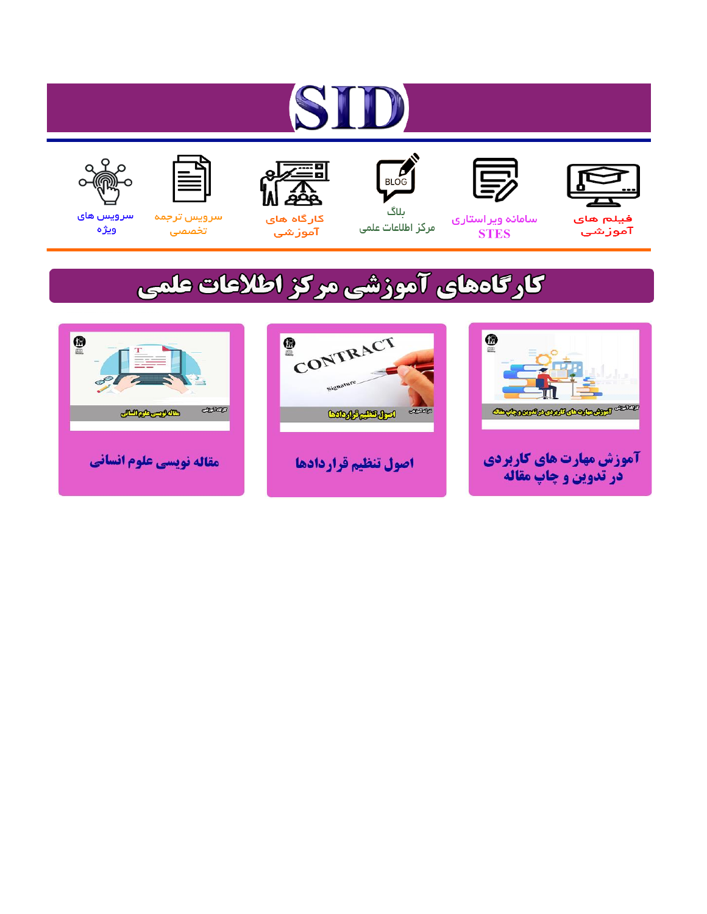# SID

فیلم های آموزشی

سامانه ویراستاری STES

بلاگ مرکز اطلاعات علمی

کارگاه های آموزشی

سرویس ترجمه تخصصی

سرویس های ویژه

## کارگاه‌های آموزشی مرکز اطلاعات علمی

آموزش مهارت های کاربردی در تدوین و چاپ مقاله

اصول تنظیم قراردادها

مقاله نویسی علوم انسانی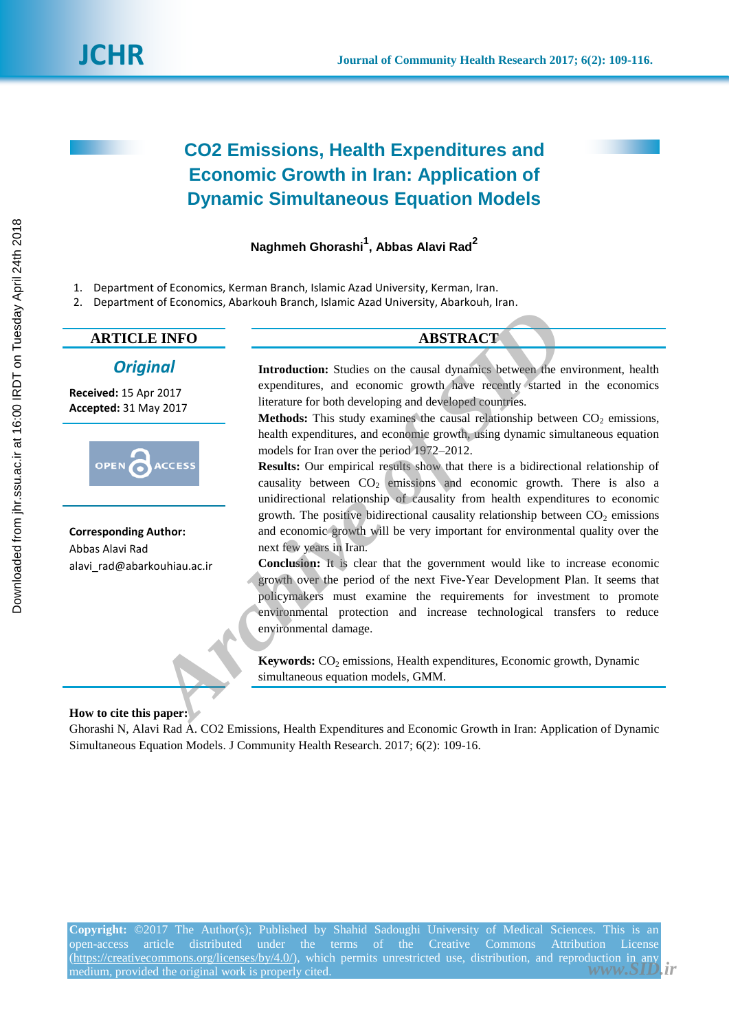# CO2 Emissions, Health Expenditures and Economic Growth in Iran: Application of Dynamic Simultaneous Equation Models

**Naghmeh Ghorashi[1], Abbas Alavi Rad[2]**

1. Department of Economics, Kerman Branch, Islamic Azad University, Kerman, Iran.
2. Department of Economics, Abarkouh Branch, Islamic Azad University, Abarkouh, Iran.

## ARTICLE INFO

***Original***

**Received:** 15 Apr 2017
**Accepted:** 31 May 2017

OPEN ACCESS

**Corresponding Author:**
Abbas Alavi Rad
alavi_rad@abarkouhiau.ac.ir

## ABSTRACT

**Introduction:** Studies on the causal dynamics between the environment, health expenditures, and economic growth have recently started in the economics literature for both developing and developed countries.

**Methods:** This study examines the causal relationship between $CO_2$ emissions, health expenditures, and economic growth, using dynamic simultaneous equation models for Iran over the period 1972–2012.

**Results:** Our empirical results show that there is a bidirectional relationship of causality between $CO_2$ emissions and economic growth. There is also a unidirectional relationship of causality from health expenditures to economic growth. The positive bidirectional causality relationship between $CO_2$ emissions and economic growth will be very important for environmental quality over the next few years in Iran.

**Conclusion:** It is clear that the government would like to increase economic growth over the period of the next Five-Year Development Plan. It seems that policymakers must examine the requirements for investment to promote environmental protection and increase technological transfers to reduce environmental damage.

**Keywords:** $CO_2$ emissions, Health expenditures, Economic growth, Dynamic simultaneous equation models, GMM.

**How to cite this paper:**
Ghorashi N, Alavi Rad A. CO2 Emissions, Health Expenditures and Economic Growth in Iran: Application of Dynamic Simultaneous Equation Models. J Community Health Research. 2017; 6(2): 109-16.

**Copyright:** ©2017 The Author(s); Published by Shahid Sadoughi University of Medical Sciences. This is an open-access article distributed under the terms of the Creative Commons Attribution License (https://creativecommons.org/licenses/by/4.0/), which permits unrestricted use, distribution, and reproduction in any medium, provided the original work is properly cited.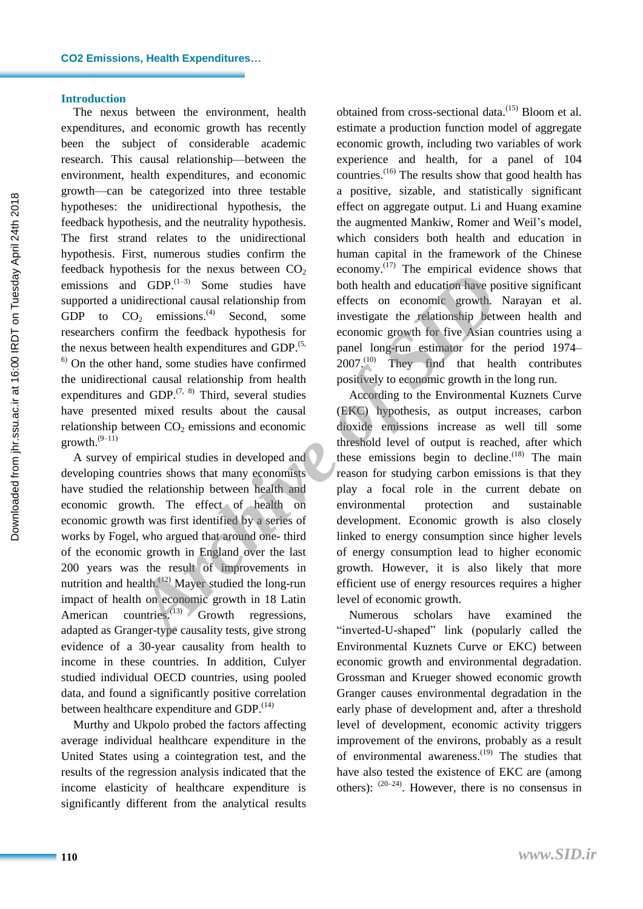## Introduction

The nexus between the environment, health expenditures, and economic growth has recently been the subject of considerable academic research. This causal relationship—between the environment, health expenditures, and economic growth—can be categorized into three testable hypotheses: the unidirectional hypothesis, the feedback hypothesis, and the neutrality hypothesis. The first strand relates to the unidirectional hypothesis. First, numerous studies confirm the feedback hypothesis for the nexus between $CO_2$ emissions and GDP.[1–3] Some studies have supported a unidirectional causal relationship from GDP to $CO_2$ emissions.[4] Second, some researchers confirm the feedback hypothesis for the nexus between health expenditures and GDP.[5, 6] On the other hand, some studies have confirmed the unidirectional causal relationship from health expenditures and GDP.[7, 8] Third, several studies have presented mixed results about the causal relationship between $CO_2$ emissions and economic growth.[9–11]

A survey of empirical studies in developed and developing countries shows that many economists have studied the relationship between health and economic growth. The effect of health on economic growth was first identified by a series of works by Fogel, who argued that around one- third of the economic growth in England over the last 200 years was the result of improvements in nutrition and health.[12] Mayer studied the long-run impact of health on economic growth in 18 Latin American countries.[13] Growth regressions, adapted as Granger-type causality tests, give strong evidence of a 30-year causality from health to income in these countries. In addition, Culyer studied individual OECD countries, using pooled data, and found a significantly positive correlation between healthcare expenditure and GDP.[14]

Murthy and Ukpolo probed the factors affecting average individual healthcare expenditure in the United States using a cointegration test, and the results of the regression analysis indicated that the income elasticity of healthcare expenditure is significantly different from the analytical results obtained from cross-sectional data.[15] Bloom et al. estimate a production function model of aggregate economic growth, including two variables of work experience and health, for a panel of 104 countries.[16] The results show that good health has a positive, sizable, and statistically significant effect on aggregate output. Li and Huang examine the augmented Mankiw, Romer and Weil's model, which considers both health and education in human capital in the framework of the Chinese economy.[17] The empirical evidence shows that both health and education have positive significant effects on economic growth. Narayan et al. investigate the relationship between health and economic growth for five Asian countries using a panel long-run estimator for the period 1974–2007.[10] They find that health contributes positively to economic growth in the long run.

According to the Environmental Kuznets Curve (EKC) hypothesis, as output increases, carbon dioxide emissions increase as well till some threshold level of output is reached, after which these emissions begin to decline.[18] The main reason for studying carbon emissions is that they play a focal role in the current debate on environmental protection and sustainable development. Economic growth is also closely linked to energy consumption since higher levels of energy consumption lead to higher economic growth. However, it is also likely that more efficient use of energy resources requires a higher level of economic growth.

Numerous scholars have examined the "inverted-U-shaped" link (popularly called the Environmental Kuznets Curve or EKC) between economic growth and environmental degradation. Grossman and Krueger showed economic growth Granger causes environmental degradation in the early phase of development and, after a threshold level of development, economic activity triggers improvement of the environs, probably as a result of environmental awareness.[19] The studies that have also tested the existence of EKC are (among others): [20–24]. However, there is no consensus in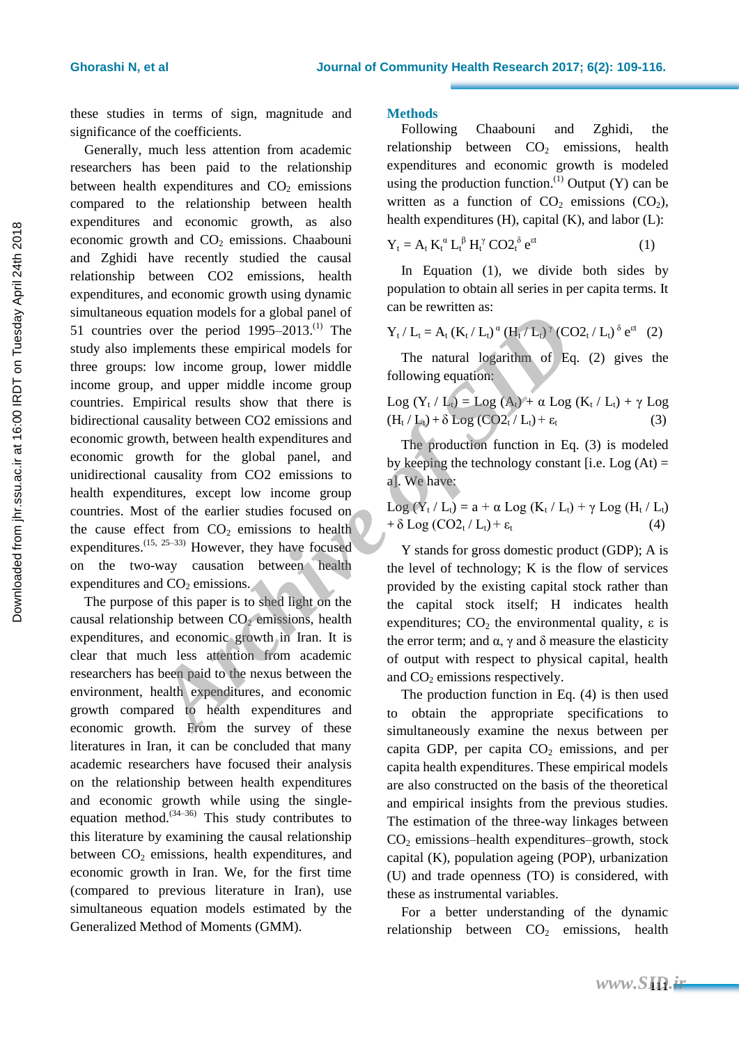these studies in terms of sign, magnitude and significance of the coefficients.

Generally, much less attention from academic researchers has been paid to the relationship between health expenditures and $CO_2$ emissions compared to the relationship between health expenditures and economic growth, as also economic growth and $CO_2$ emissions. Chaabouni and Zghidi have recently studied the causal relationship between CO2 emissions, health expenditures, and economic growth using dynamic simultaneous equation models for a global panel of 51 countries over the period 1995–2013.[1] The study also implements these empirical models for three groups: low income group, lower middle income group, and upper middle income group countries. Empirical results show that there is bidirectional causality between CO2 emissions and economic growth, between health expenditures and economic growth for the global panel, and unidirectional causality from CO2 emissions to health expenditures, except low income group countries. Most of the earlier studies focused on the cause effect from $CO_2$ emissions to health expenditures.[15, 25–33] However, they have focused on the two-way causation between health expenditures and $CO_2$ emissions.

The purpose of this paper is to shed light on the causal relationship between $CO_2$ emissions, health expenditures, and economic growth in Iran. It is clear that much less attention from academic researchers has been paid to the nexus between the environment, health expenditures, and economic growth compared to health expenditures and economic growth. From the survey of these literatures in Iran, it can be concluded that many academic researchers have focused their analysis on the relationship between health expenditures and economic growth while using the single-equation method.[34–36] This study contributes to this literature by examining the causal relationship between $CO_2$ emissions, health expenditures, and economic growth in Iran. We, for the first time (compared to previous literature in Iran), use simultaneous equation models estimated by the Generalized Method of Moments (GMM).

## Methods

Following Chaabouni and Zghidi, the relationship between $CO_2$ emissions, health expenditures and economic growth is modeled using the production function.[1] Output (Y) can be written as a function of $CO_2$ emissions ($CO_2$), health expenditures (H), capital (K), and labor (L):

$$Y_t = A_t K_t^{\alpha} L_t^{\beta} H_t^{\gamma} CO2_t^{\delta} e^{\varepsilon t} \quad (1)$$

In Equation (1), we divide both sides by population to obtain all series in per capita terms. It can be rewritten as:

$$Y_t / L_t = A_t (K_t / L_t)^{\alpha} (H_t / L_t)^{\gamma} (CO2_t / L_t)^{\delta} e^{\varepsilon t} \quad (2)$$

The natural logarithm of Eq. (2) gives the following equation:

$$\text{Log}(Y_t / L_t) = \text{Log}(A_t) + \alpha \text{Log}(K_t / L_t) + \gamma \text{Log}(H_t / L_t) + \delta \text{Log}(CO2_t / L_t) + \varepsilon_t \quad (3)$$

The production function in Eq. (3) is modeled by keeping the technology constant [i.e. Log (At) = a]. We have:

$$\text{Log}(Y_t / L_t) = a + \alpha \text{Log}(K_t / L_t) + \gamma \text{Log}(H_t / L_t) + \delta \text{Log}(CO2_t / L_t) + \varepsilon_t \quad (4)$$

Y stands for gross domestic product (GDP); A is the level of technology; K is the flow of services provided by the existing capital stock rather than the capital stock itself; H indicates health expenditures; $CO_2$ the environmental quality, ε is the error term; and α, γ and δ measure the elasticity of output with respect to physical capital, health and $CO_2$ emissions respectively.

The production function in Eq. (4) is then used to obtain the appropriate specifications to simultaneously examine the nexus between per capita GDP, per capita $CO_2$ emissions, and per capita health expenditures. These empirical models are also constructed on the basis of the theoretical and empirical insights from the previous studies. The estimation of the three-way linkages between $CO_2$ emissions–health expenditures–growth, stock capital (K), population ageing (POP), urbanization (U) and trade openness (TO) is considered, with these as instrumental variables.

For a better understanding of the dynamic relationship between $CO_2$ emissions, health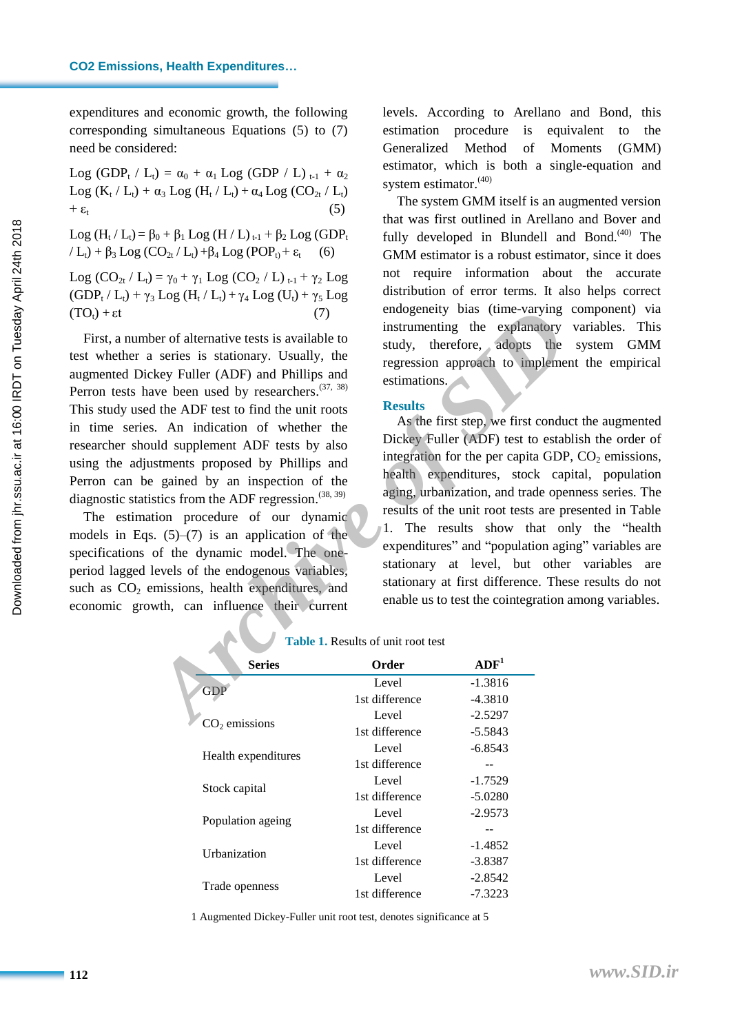expenditures and economic growth, the following corresponding simultaneous Equations (5) to (7) need be considered:

$$\text{Log}(GDP_t / L_t) = \alpha_0 + \alpha_1 \text{Log}(GDP / L)_{t-1} + \alpha_2 \text{Log}(K_t / L_t) + \alpha_3 \text{Log}(H_t / L_t) + \alpha_4 \text{Log}(CO_{2t} / L_t) + \varepsilon_t \quad (5)$$

$$\text{Log}(H_t / L_t) = \beta_0 + \beta_1 \text{Log}(H / L)_{t-1} + \beta_2 \text{Log}(GDP_t / L_t) + \beta_3 \text{Log}(CO_{2t} / L_t) + \beta_4 \text{Log}(POP_t) + \varepsilon_t \quad (6)$$

$$\text{Log}(CO_{2t} / L_t) = \gamma_0 + \gamma_1 \text{Log}(CO_2 / L)_{t-1} + \gamma_2 \text{Log}(GDP_t / L_t) + \gamma_3 \text{Log}(H_t / L_t) + \gamma_4 \text{Log}(U_t) + \gamma_5 \text{Log}(TO_t) + \varepsilon t \quad (7)$$

First, a number of alternative tests is available to test whether a series is stationary. Usually, the augmented Dickey Fuller (ADF) and Phillips and Perron tests have been used by researchers.[37, 38] This study used the ADF test to find the unit roots in time series. An indication of whether the researcher should supplement ADF tests by also using the adjustments proposed by Phillips and Perron can be gained by an inspection of the diagnostic statistics from the ADF regression.[38, 39]

The estimation procedure of our dynamic models in Eqs. (5)–(7) is an application of the specifications of the dynamic model. The one-period lagged levels of the endogenous variables, such as $CO_2$ emissions, health expenditures, and economic growth, can influence their current levels. According to Arellano and Bond, this estimation procedure is equivalent to the Generalized Method of Moments (GMM) estimator, which is both a single-equation and system estimator.[40]

The system GMM itself is an augmented version that was first outlined in Arellano and Bover and fully developed in Blundell and Bond.[40] The GMM estimator is a robust estimator, since it does not require information about the accurate distribution of error terms. It also helps correct endogeneity bias (time-varying component) via instrumenting the explanatory variables. This study, therefore, adopts the system GMM regression approach to implement the empirical estimations.

## Results

As the first step, we first conduct the augmented Dickey Fuller (ADF) test to establish the order of integration for the per capita GDP, $CO_2$ emissions, health expenditures, stock capital, population aging, urbanization, and trade openness series. The results of the unit root tests are presented in Table 1. The results show that only the "health expenditures" and "population aging" variables are stationary at level, but other variables are stationary at first difference. These results do not enable us to test the cointegration among variables.

**Table 1.** Results of unit root test

| Series | Order | ADF[1] |
|---|---|---|
| GDP | Level | -1.3816 |
| | 1st difference | -4.3810 |
| $CO_2$ emissions | Level | -2.5297 |
| | 1st difference | -5.5843 |
| Health expenditures | Level | -6.8543 |
| | 1st difference | -- |
| Stock capital | Level | -1.7529 |
| | 1st difference | -5.0280 |
| Population ageing | Level | -2.9573 |
| | 1st difference | -- |
| Urbanization | Level | -1.4852 |
| | 1st difference | -3.8387 |
| Trade openness | Level | -2.8542 |
| | 1st difference | -7.3223 |

1 Augmented Dickey-Fuller unit root test, denotes significance at 5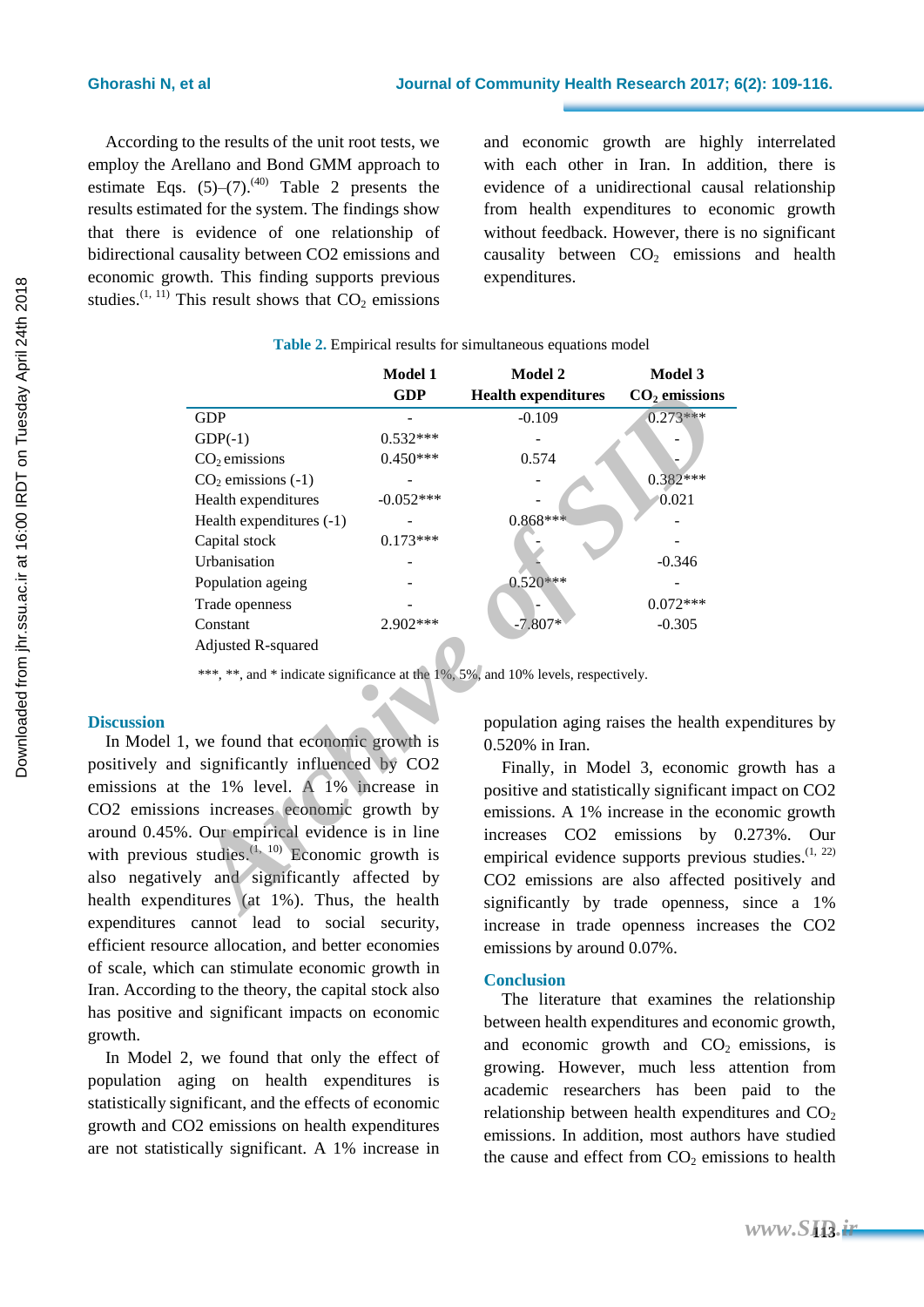According to the results of the unit root tests, we employ the Arellano and Bond GMM approach to estimate Eqs. (5)–(7).[40] Table 2 presents the results estimated for the system. The findings show that there is evidence of one relationship of bidirectional causality between CO2 emissions and economic growth. This finding supports previous studies.[1, 11] This result shows that $CO_2$ emissions and economic growth are highly interrelated with each other in Iran. In addition, there is evidence of a unidirectional causal relationship from health expenditures to economic growth without feedback. However, there is no significant causality between $CO_2$ emissions and health expenditures.

**Table 2.** Empirical results for simultaneous equations model

| | Model 1 GDP | Model 2 Health expenditures | Model 3 $CO_2$ emissions |
|---|---|---|---|
| GDP | - | -0.109 | 0.273*** |
| GDP(-1) | 0.532*** | - | - |
| $CO_2$ emissions | 0.450*** | 0.574 | - |
| $CO_2$ emissions (-1) | - | - | 0.382*** |
| Health expenditures | -0.052*** | - | 0.021 |
| Health expenditures (-1) | - | 0.868*** | - |
| Capital stock | 0.173*** | - | - |
| Urbanisation | - | - | -0.346 |
| Population ageing | - | 0.520*** | - |
| Trade openness | - | - | 0.072*** |
| Constant | 2.902*** | -7.807* | -0.305 |
| Adjusted R-squared | | | |

***, **, and * indicate significance at the 1%, 5%, and 10% levels, respectively.

## Discussion

In Model 1, we found that economic growth is positively and significantly influenced by CO2 emissions at the 1% level. A 1% increase in CO2 emissions increases economic growth by around 0.45%. Our empirical evidence is in line with previous studies.[1, 10] Economic growth is also negatively and significantly affected by health expenditures (at 1%). Thus, the health expenditures cannot lead to social security, efficient resource allocation, and better economies of scale, which can stimulate economic growth in Iran. According to the theory, the capital stock also has positive and significant impacts on economic growth.

In Model 2, we found that only the effect of population aging on health expenditures is statistically significant, and the effects of economic growth and CO2 emissions on health expenditures are not statistically significant. A 1% increase in population aging raises the health expenditures by 0.520% in Iran.

Finally, in Model 3, economic growth has a positive and statistically significant impact on CO2 emissions. A 1% increase in the economic growth increases CO2 emissions by 0.273%. Our empirical evidence supports previous studies.[1, 22] CO2 emissions are also affected positively and significantly by trade openness, since a 1% increase in trade openness increases the CO2 emissions by around 0.07%.

## Conclusion

The literature that examines the relationship between health expenditures and economic growth, and economic growth and $CO_2$ emissions, is growing. However, much less attention from academic researchers has been paid to the relationship between health expenditures and $CO_2$ emissions. In addition, most authors have studied the cause and effect from $CO_2$ emissions to health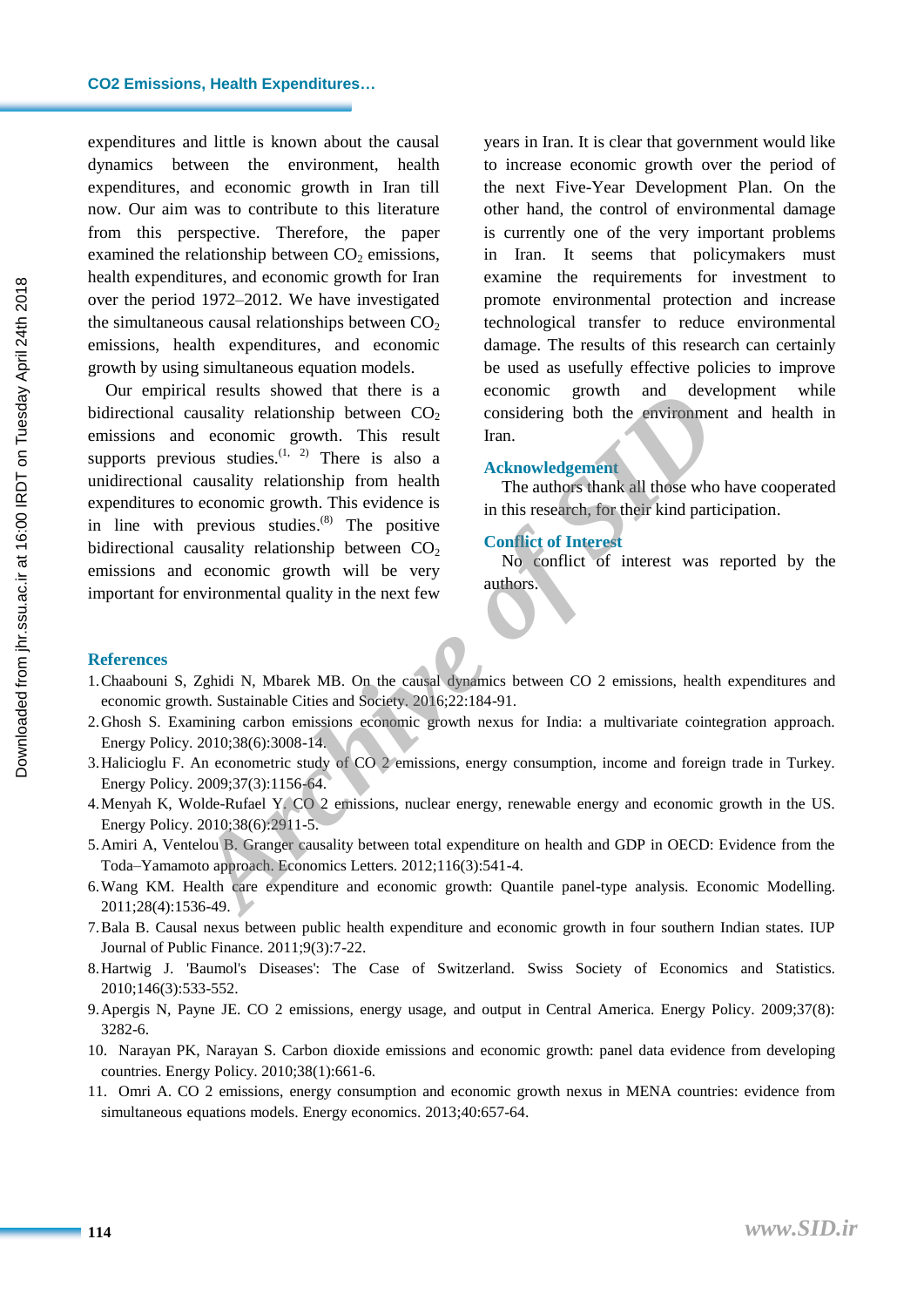expenditures and little is known about the causal dynamics between the environment, health expenditures, and economic growth in Iran till now. Our aim was to contribute to this literature from this perspective. Therefore, the paper examined the relationship between $CO_2$ emissions, health expenditures, and economic growth for Iran over the period 1972–2012. We have investigated the simultaneous causal relationships between $CO_2$ emissions, health expenditures, and economic growth by using simultaneous equation models.

Our empirical results showed that there is a bidirectional causality relationship between $CO_2$ emissions and economic growth. This result supports previous studies.[1, 2] There is also a unidirectional causality relationship from health expenditures to economic growth. This evidence is in line with previous studies.[8] The positive bidirectional causality relationship between $CO_2$ emissions and economic growth will be very important for environmental quality in the next few years in Iran. It is clear that government would like to increase economic growth over the period of the next Five-Year Development Plan. On the other hand, the control of environmental damage is currently one of the very important problems in Iran. It seems that policymakers must examine the requirements for investment to promote environmental protection and increase technological transfer to reduce environmental damage. The results of this research can certainly be used as usefully effective policies to improve economic growth and development while considering both the environment and health in Iran.

## Acknowledgement

The authors thank all those who have cooperated in this research, for their kind participation.

## Conflict of Interest

No conflict of interest was reported by the authors.

## References

1. Chaabouni S, Zghidi N, Mbarek MB. On the causal dynamics between CO 2 emissions, health expenditures and economic growth. Sustainable Cities and Society. 2016;22:184-91.
2. Ghosh S. Examining carbon emissions economic growth nexus for India: a multivariate cointegration approach. Energy Policy. 2010;38(6):3008-14.
3. Halicioglu F. An econometric study of CO 2 emissions, energy consumption, income and foreign trade in Turkey. Energy Policy. 2009;37(3):1156-64.
4. Menyah K, Wolde-Rufael Y. CO 2 emissions, nuclear energy, renewable energy and economic growth in the US. Energy Policy. 2010;38(6):2911-5.
5. Amiri A, Ventelou B. Granger causality between total expenditure on health and GDP in OECD: Evidence from the Toda–Yamamoto approach. Economics Letters. 2012;116(3):541-4.
6. Wang KM. Health care expenditure and economic growth: Quantile panel-type analysis. Economic Modelling. 2011;28(4):1536-49.
7. Bala B. Causal nexus between public health expenditure and economic growth in four southern Indian states. IUP Journal of Public Finance. 2011;9(3):7-22.
8. Hartwig J. 'Baumol's Diseases': The Case of Switzerland. Swiss Society of Economics and Statistics. 2010;146(3):533-552.
9. Apergis N, Payne JE. CO 2 emissions, energy usage, and output in Central America. Energy Policy. 2009;37(8): 3282-6.
10. Narayan PK, Narayan S. Carbon dioxide emissions and economic growth: panel data evidence from developing countries. Energy Policy. 2010;38(1):661-6.
11. Omri A. CO 2 emissions, energy consumption and economic growth nexus in MENA countries: evidence from simultaneous equations models. Energy economics. 2013;40:657-64.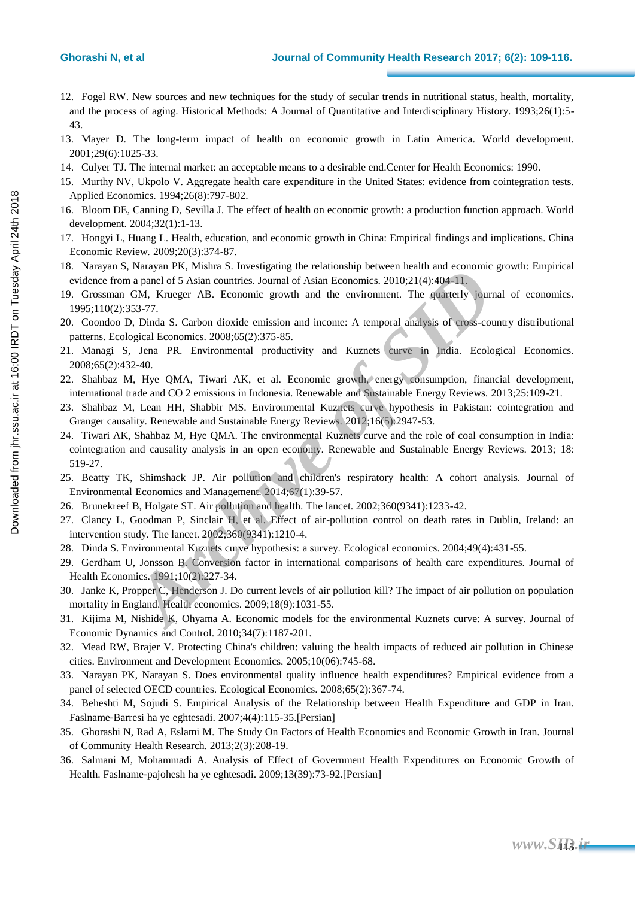12. Fogel RW. New sources and new techniques for the study of secular trends in nutritional status, health, mortality, and the process of aging. Historical Methods: A Journal of Quantitative and Interdisciplinary History. 1993;26(1):5-43.
13. Mayer D. The long-term impact of health on economic growth in Latin America. World development. 2001;29(6):1025-33.
14. Culyer TJ. The internal market: an acceptable means to a desirable end.Center for Health Economics: 1990.
15. Murthy NV, Ukpolo V. Aggregate health care expenditure in the United States: evidence from cointegration tests. Applied Economics. 1994;26(8):797-802.
16. Bloom DE, Canning D, Sevilla J. The effect of health on economic growth: a production function approach. World development. 2004;32(1):1-13.
17. Hongyi L, Huang L. Health, education, and economic growth in China: Empirical findings and implications. China Economic Review. 2009;20(3):374-87.
18. Narayan S, Narayan PK, Mishra S. Investigating the relationship between health and economic growth: Empirical evidence from a panel of 5 Asian countries. Journal of Asian Economics. 2010;21(4):404-11.
19. Grossman GM, Krueger AB. Economic growth and the environment. The quarterly journal of economics. 1995;110(2):353-77.
20. Coondoo D, Dinda S. Carbon dioxide emission and income: A temporal analysis of cross-country distributional patterns. Ecological Economics. 2008;65(2):375-85.
21. Managi S, Jena PR. Environmental productivity and Kuznets curve in India. Ecological Economics. 2008;65(2):432-40.
22. Shahbaz M, Hye QMA, Tiwari AK, et al. Economic growth, energy consumption, financial development, international trade and CO 2 emissions in Indonesia. Renewable and Sustainable Energy Reviews. 2013;25:109-21.
23. Shahbaz M, Lean HH, Shabbir MS. Environmental Kuznets curve hypothesis in Pakistan: cointegration and Granger causality. Renewable and Sustainable Energy Reviews. 2012;16(5):2947-53.
24. Tiwari AK, Shahbaz M, Hye QMA. The environmental Kuznets curve and the role of coal consumption in India: cointegration and causality analysis in an open economy. Renewable and Sustainable Energy Reviews. 2013; 18: 519-27.
25. Beatty TK, Shimshack JP. Air pollution and children's respiratory health: A cohort analysis. Journal of Environmental Economics and Management. 2014;67(1):39-57.
26. Brunekreef B, Holgate ST. Air pollution and health. The lancet. 2002;360(9341):1233-42.
27. Clancy L, Goodman P, Sinclair H, et al. Effect of air-pollution control on death rates in Dublin, Ireland: an intervention study. The lancet. 2002;360(9341):1210-4.
28. Dinda S. Environmental Kuznets curve hypothesis: a survey. Ecological economics. 2004;49(4):431-55.
29. Gerdham U, Jonsson B. Conversion factor in international comparisons of health care expenditures. Journal of Health Economics. 1991;10(2):227-34.
30. Janke K, Propper C, Henderson J. Do current levels of air pollution kill? The impact of air pollution on population mortality in England. Health economics. 2009;18(9):1031-55.
31. Kijima M, Nishide K, Ohyama A. Economic models for the environmental Kuznets curve: A survey. Journal of Economic Dynamics and Control. 2010;34(7):1187-201.
32. Mead RW, Brajer V. Protecting China's children: valuing the health impacts of reduced air pollution in Chinese cities. Environment and Development Economics. 2005;10(06):745-68.
33. Narayan PK, Narayan S. Does environmental quality influence health expenditures? Empirical evidence from a panel of selected OECD countries. Ecological Economics. 2008;65(2):367-74.
34. Beheshti M, Sojudi S. Empirical Analysis of the Relationship between Health Expenditure and GDP in Iran. Faslname-Barresi ha ye eghtesadi. 2007;4(4):115-35.[Persian]
35. Ghorashi N, Rad A, Eslami M. The Study On Factors of Health Economics and Economic Growth in Iran. Journal of Community Health Research. 2013;2(3):208-19.
36. Salmani M, Mohammadi A. Analysis of Effect of Government Health Expenditures on Economic Growth of Health. Faslname-pajohesh ha ye eghtesadi. 2009;13(39):73-92.[Persian]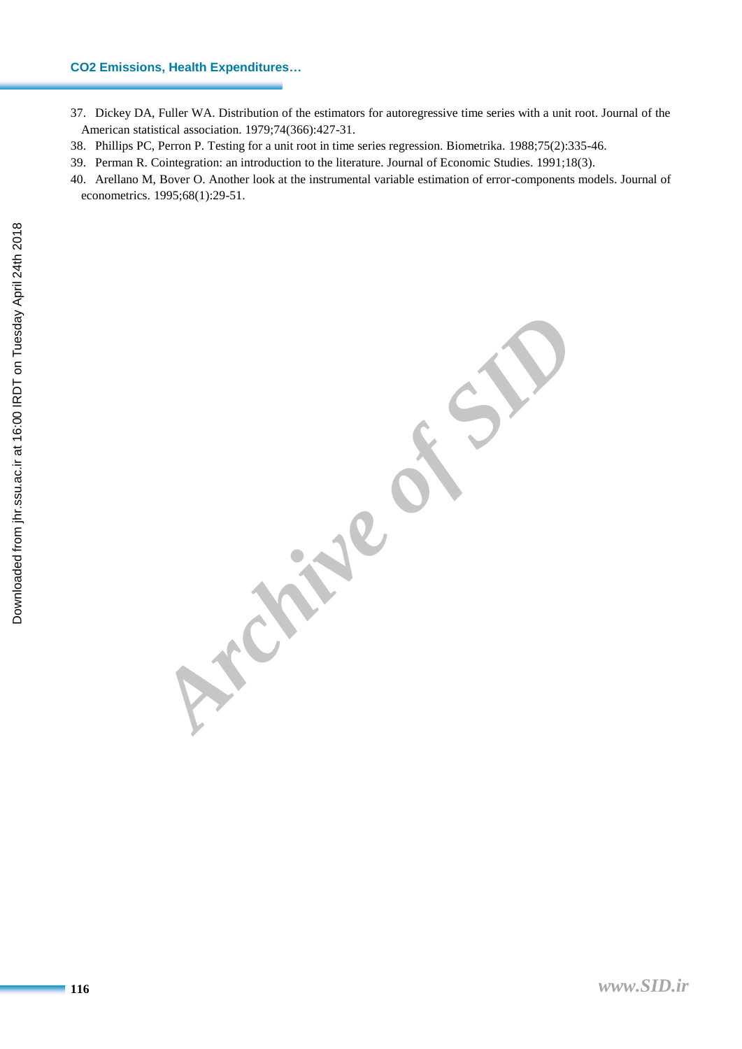37. Dickey DA, Fuller WA. Distribution of the estimators for autoregressive time series with a unit root. Journal of the American statistical association. 1979;74(366):427-31.
38. Phillips PC, Perron P. Testing for a unit root in time series regression. Biometrika. 1988;75(2):335-46.
39. Perman R. Cointegration: an introduction to the literature. Journal of Economic Studies. 1991;18(3).
40. Arellano M, Bover O. Another look at the instrumental variable estimation of error-components models. Journal of econometrics. 1995;68(1):29-51.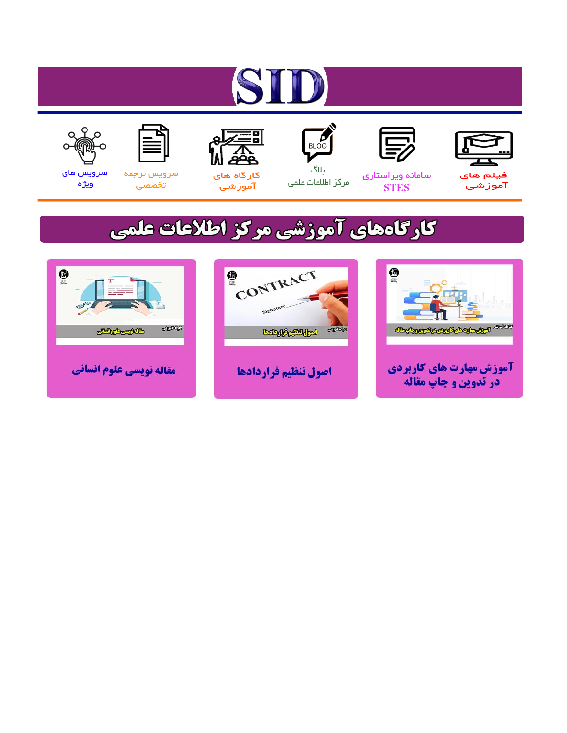# SID

فیلم های آموزشی

سامانه ویراستاری STES

بلاگ مرکز اطلاعات علمی

کارگاه های آموزشی

سرویس ترجمه تخصصی

سرویس های ویژه

## کارگاه‌های آموزشی مرکز اطلاعات علمی

آموزش مهارت های کاربردی در تدوین و چاپ مقاله

اصول تنظیم قراردادها

مقاله نویسی علوم انسانی